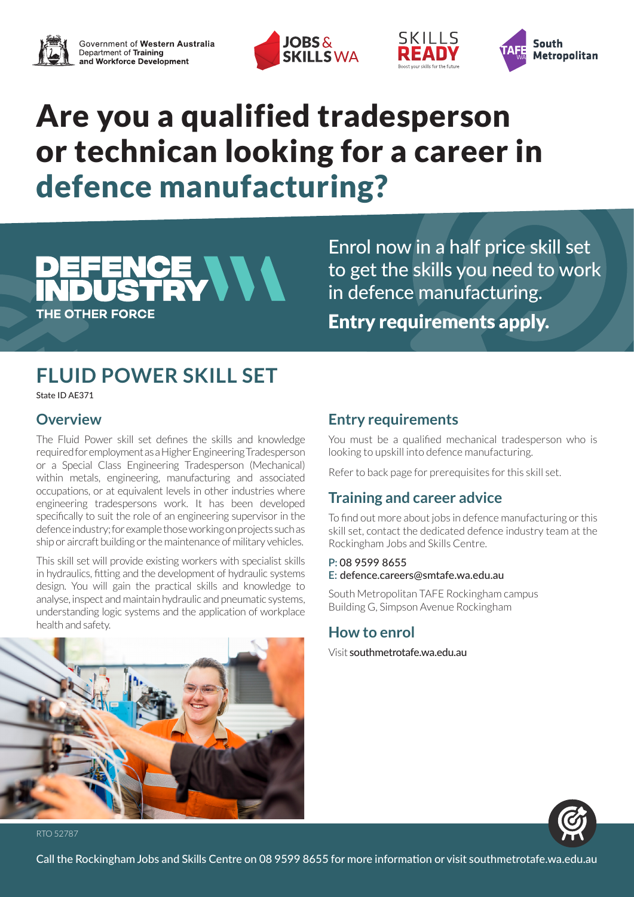Government of Western Australia
Department of Training and Workforce Development

JOBS & SKILLS WA

SKILLS READY
Boost your skills for the future

TAFE WA South Metropolitan

# Are you a qualified tradesperson or technican looking for a career in defence manufacturing?

DEFENCE INDUSTRY
THE OTHER FORCE

Enrol now in a half price skill set to get the skills you need to work in defence manufacturing.

**Entry requirements apply.**

## FLUID POWER SKILL SET

State ID AE371

### Overview

The Fluid Power skill set defines the skills and knowledge required for employment as a Higher Engineering Tradesperson or a Special Class Engineering Tradesperson (Mechanical) within metals, engineering, manufacturing and associated occupations, or at equivalent levels in other industries where engineering tradespersons work. It has been developed specifically to suit the role of an engineering supervisor in the defence industry; for example those working on projects such as ship or aircraft building or the maintenance of military vehicles.

This skill set will provide existing workers with specialist skills in hydraulics, fitting and the development of hydraulic systems design. You will gain the practical skills and knowledge to analyse, inspect and maintain hydraulic and pneumatic systems, understanding logic systems and the application of workplace health and safety.

### Entry requirements

You must be a qualified mechanical tradesperson who is looking to upskill into defence manufacturing.

Refer to back page for prerequisites for this skill set.

### Training and career advice

To find out more about jobs in defence manufacturing or this skill set, contact the dedicated defence industry team at the Rockingham Jobs and Skills Centre.

P: 08 9599 8655
E: defence.careers@smtafe.wa.edu.au

South Metropolitan TAFE Rockingham campus
Building G, Simpson Avenue Rockingham

### How to enrol

Visit southmetrotafe.wa.edu.au

RTO 52787

Call the Rockingham Jobs and Skills Centre on 08 9599 8655 for more information or visit southmetrotafe.wa.edu.au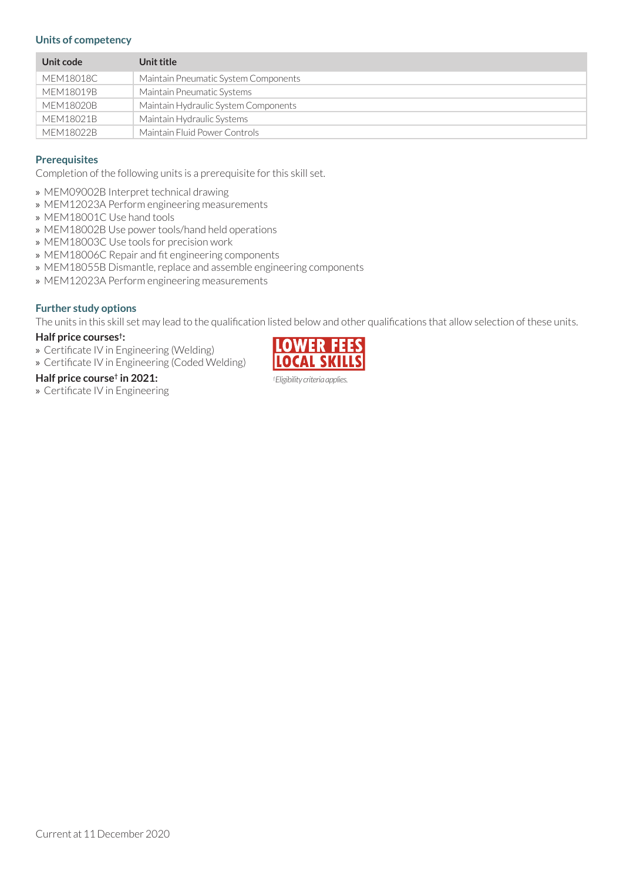### Units of competency

| Unit code | Unit title |
|---|---|
| MEM18018C | Maintain Pneumatic System Components |
| MEM18019B | Maintain Pneumatic Systems |
| MEM18020B | Maintain Hydraulic System Components |
| MEM18021B | Maintain Hydraulic Systems |
| MEM18022B | Maintain Fluid Power Controls |

### Prerequisites

Completion of the following units is a prerequisite for this skill set.

- MEM09002B Interpret technical drawing
- MEM12023A Perform engineering measurements
- MEM18001C Use hand tools
- MEM18002B Use power tools/hand held operations
- MEM18003C Use tools for precision work
- MEM18006C Repair and fit engineering components
- MEM18055B Dismantle, replace and assemble engineering components
- MEM12023A Perform engineering measurements

### Further study options

The units in this skill set may lead to the qualification listed below and other qualifications that allow selection of these units.

**Half price courses†:**

- Certificate IV in Engineering (Welding)
- Certificate IV in Engineering (Coded Welding)

**Half price course† in 2021:**

- Certificate IV in Engineering

LOWER FEES LOCAL SKILLS

*†Eligibility criteria applies.*

Current at 11 December 2020